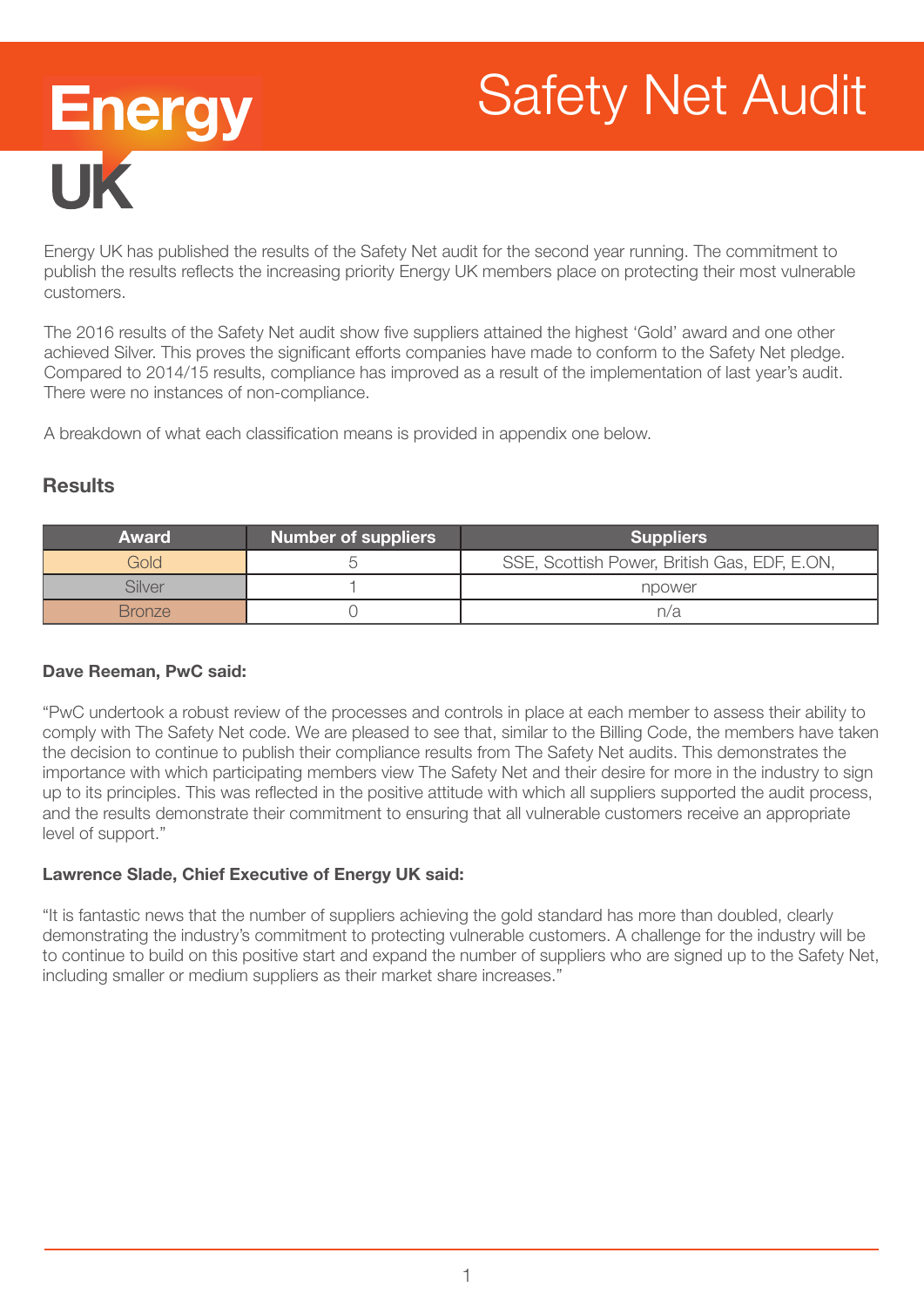# Safety Net Audit

Energy UK has published the results of the Safety Net audit for the second year running. The commitment to publish the results reflects the increasing priority Energy UK members place on protecting their most vulnerable customers.

The 2016 results of the Safety Net audit show five suppliers attained the highest 'Gold' award and one other achieved Silver. This proves the significant efforts companies have made to conform to the Safety Net pledge. Compared to 2014/15 results, compliance has improved as a result of the implementation of last year's audit. There were no instances of non-compliance.

A breakdown of what each classification means is provided in appendix one below.

## Results

| Award | Number of suppliers | Suppliers |
|---|---|---|
| Gold | 5 | SSE, Scottish Power, British Gas, EDF, E.ON, |
| Silver | 1 | npower |
| Bronze | 0 | n/a |

**Dave Reeman, PwC said:**

"PwC undertook a robust review of the processes and controls in place at each member to assess their ability to comply with The Safety Net code. We are pleased to see that, similar to the Billing Code, the members have taken the decision to continue to publish their compliance results from The Safety Net audits. This demonstrates the importance with which participating members view The Safety Net and their desire for more in the industry to sign up to its principles. This was reflected in the positive attitude with which all suppliers supported the audit process, and the results demonstrate their commitment to ensuring that all vulnerable customers receive an appropriate level of support."

**Lawrence Slade, Chief Executive of Energy UK said:**

"It is fantastic news that the number of suppliers achieving the gold standard has more than doubled, clearly demonstrating the industry's commitment to protecting vulnerable customers. A challenge for the industry will be to continue to build on this positive start and expand the number of suppliers who are signed up to the Safety Net, including smaller or medium suppliers as their market share increases."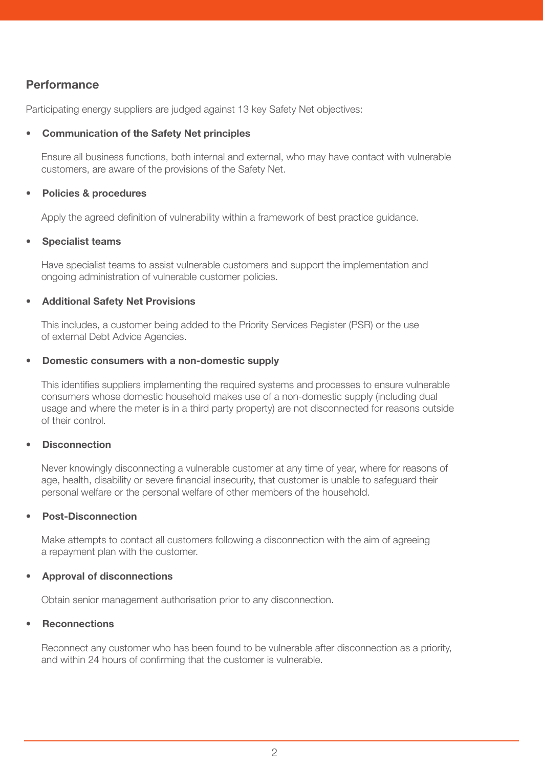## Performance

Participating energy suppliers are judged against 13 key Safety Net objectives:

- **Communication of the Safety Net principles**

  Ensure all business functions, both internal and external, who may have contact with vulnerable customers, are aware of the provisions of the Safety Net.

- **Policies & procedures**

  Apply the agreed definition of vulnerability within a framework of best practice guidance.

- **Specialist teams**

  Have specialist teams to assist vulnerable customers and support the implementation and ongoing administration of vulnerable customer policies.

- **Additional Safety Net Provisions**

  This includes, a customer being added to the Priority Services Register (PSR) or the use of external Debt Advice Agencies.

- **Domestic consumers with a non-domestic supply**

  This identifies suppliers implementing the required systems and processes to ensure vulnerable consumers whose domestic household makes use of a non-domestic supply (including dual usage and where the meter is in a third party property) are not disconnected for reasons outside of their control.

- **Disconnection**

  Never knowingly disconnecting a vulnerable customer at any time of year, where for reasons of age, health, disability or severe financial insecurity, that customer is unable to safeguard their personal welfare or the personal welfare of other members of the household.

- **Post-Disconnection**

  Make attempts to contact all customers following a disconnection with the aim of agreeing a repayment plan with the customer.

- **Approval of disconnections**

  Obtain senior management authorisation prior to any disconnection.

- **Reconnections**

  Reconnect any customer who has been found to be vulnerable after disconnection as a priority, and within 24 hours of confirming that the customer is vulnerable.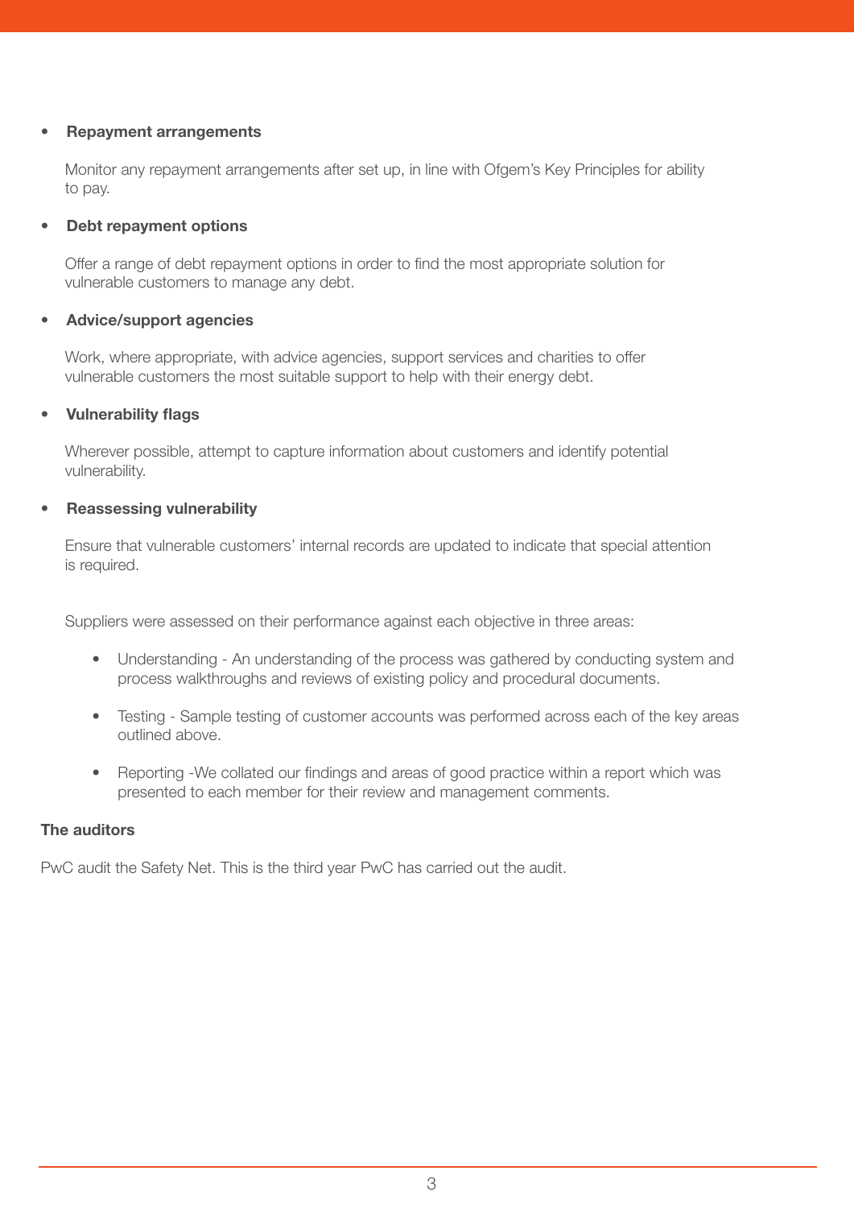- **Repayment arrangements**

  Monitor any repayment arrangements after set up, in line with Ofgem's Key Principles for ability to pay.

- **Debt repayment options**

  Offer a range of debt repayment options in order to find the most appropriate solution for vulnerable customers to manage any debt.

- **Advice/support agencies**

  Work, where appropriate, with advice agencies, support services and charities to offer vulnerable customers the most suitable support to help with their energy debt.

- **Vulnerability flags**

  Wherever possible, attempt to capture information about customers and identify potential vulnerability.

- **Reassessing vulnerability**

  Ensure that vulnerable customers' internal records are updated to indicate that special attention is required.

Suppliers were assessed on their performance against each objective in three areas:

- Understanding - An understanding of the process was gathered by conducting system and process walkthroughs and reviews of existing policy and procedural documents.
- Testing - Sample testing of customer accounts was performed across each of the key areas outlined above.
- Reporting -We collated our findings and areas of good practice within a report which was presented to each member for their review and management comments.

**The auditors**

PwC audit the Safety Net. This is the third year PwC has carried out the audit.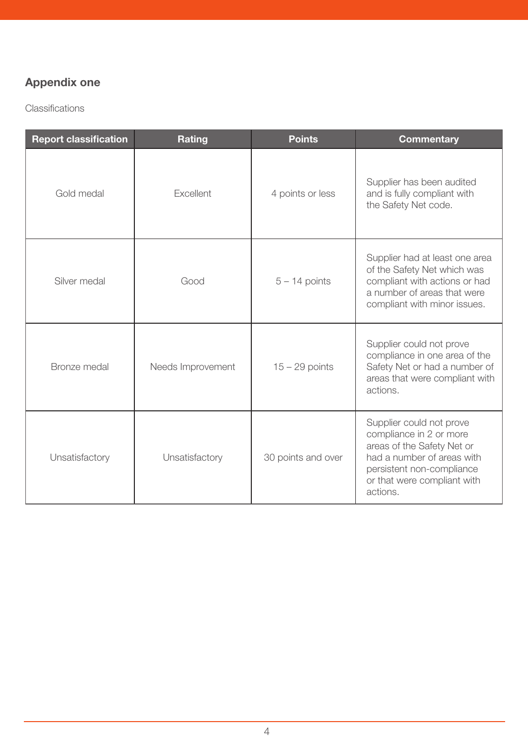## Appendix one

Classifications

| Report classification | Rating | Points | Commentary |
|---|---|---|---|
| Gold medal | Excellent | 4 points or less | Supplier has been audited and is fully compliant with the Safety Net code. |
| Silver medal | Good | 5 – 14 points | Supplier had at least one area of the Safety Net which was compliant with actions or had a number of areas that were compliant with minor issues. |
| Bronze medal | Needs Improvement | 15 – 29 points | Supplier could not prove compliance in one area of the Safety Net or had a number of areas that were compliant with actions. |
| Unsatisfactory | Unsatisfactory | 30 points and over | Supplier could not prove compliance in 2 or more areas of the Safety Net or had a number of areas with persistent non-compliance or that were compliant with actions. |